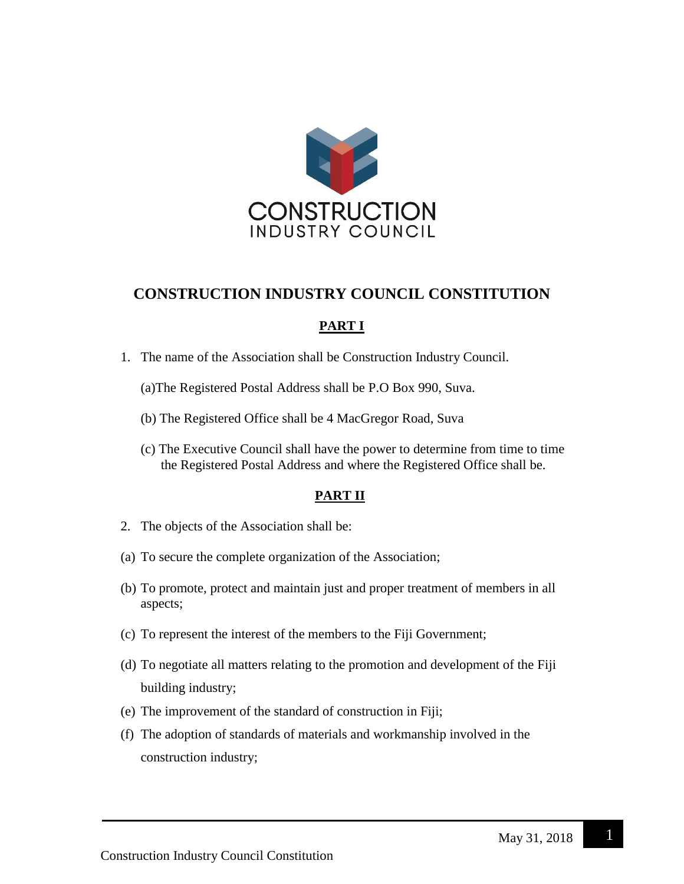# CONSTRUCTION INDUSTRY COUNCIL CONSTITUTION

## PART I

1. The name of the Association shall be Construction Industry Council.

   (a)The Registered Postal Address shall be P.O Box 990, Suva.

   (b) The Registered Office shall be 4 MacGregor Road, Suva

   (c) The Executive Council shall have the power to determine from time to time the Registered Postal Address and where the Registered Office shall be.

## PART II

2. The objects of the Association shall be:

(a) To secure the complete organization of the Association;

(b) To promote, protect and maintain just and proper treatment of members in all aspects;

(c) To represent the interest of the members to the Fiji Government;

(d) To negotiate all matters relating to the promotion and development of the Fiji building industry;

(e) The improvement of the standard of construction in Fiji;

(f) The adoption of standards of materials and workmanship involved in the construction industry;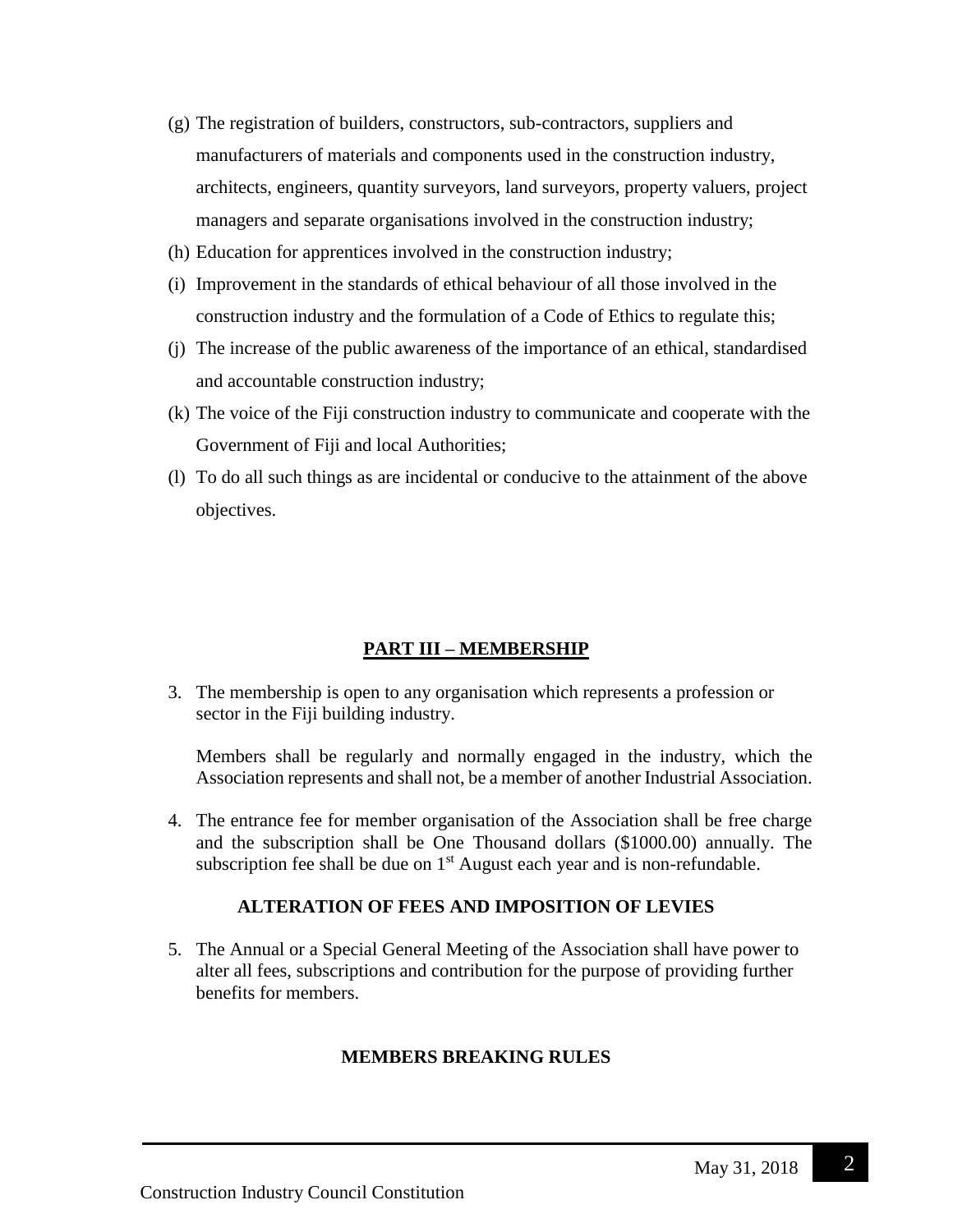(g) The registration of builders, constructors, sub-contractors, suppliers and manufacturers of materials and components used in the construction industry, architects, engineers, quantity surveyors, land surveyors, property valuers, project managers and separate organisations involved in the construction industry;

(h) Education for apprentices involved in the construction industry;

(i) Improvement in the standards of ethical behaviour of all those involved in the construction industry and the formulation of a Code of Ethics to regulate this;

(j) The increase of the public awareness of the importance of an ethical, standardised and accountable construction industry;

(k) The voice of the Fiji construction industry to communicate and cooperate with the Government of Fiji and local Authorities;

(l) To do all such things as are incidental or conducive to the attainment of the above objectives.

## PART III – MEMBERSHIP

3. The membership is open to any organisation which represents a profession or sector in the Fiji building industry.

   Members shall be regularly and normally engaged in the industry, which the Association represents and shall not, be a member of another Industrial Association.

4. The entrance fee for member organisation of the Association shall be free charge and the subscription shall be One Thousand dollars ($1000.00) annually. The subscription fee shall be due on 1st August each year and is non-refundable.

### ALTERATION OF FEES AND IMPOSITION OF LEVIES

5. The Annual or a Special General Meeting of the Association shall have power to alter all fees, subscriptions and contribution for the purpose of providing further benefits for members.

### MEMBERS BREAKING RULES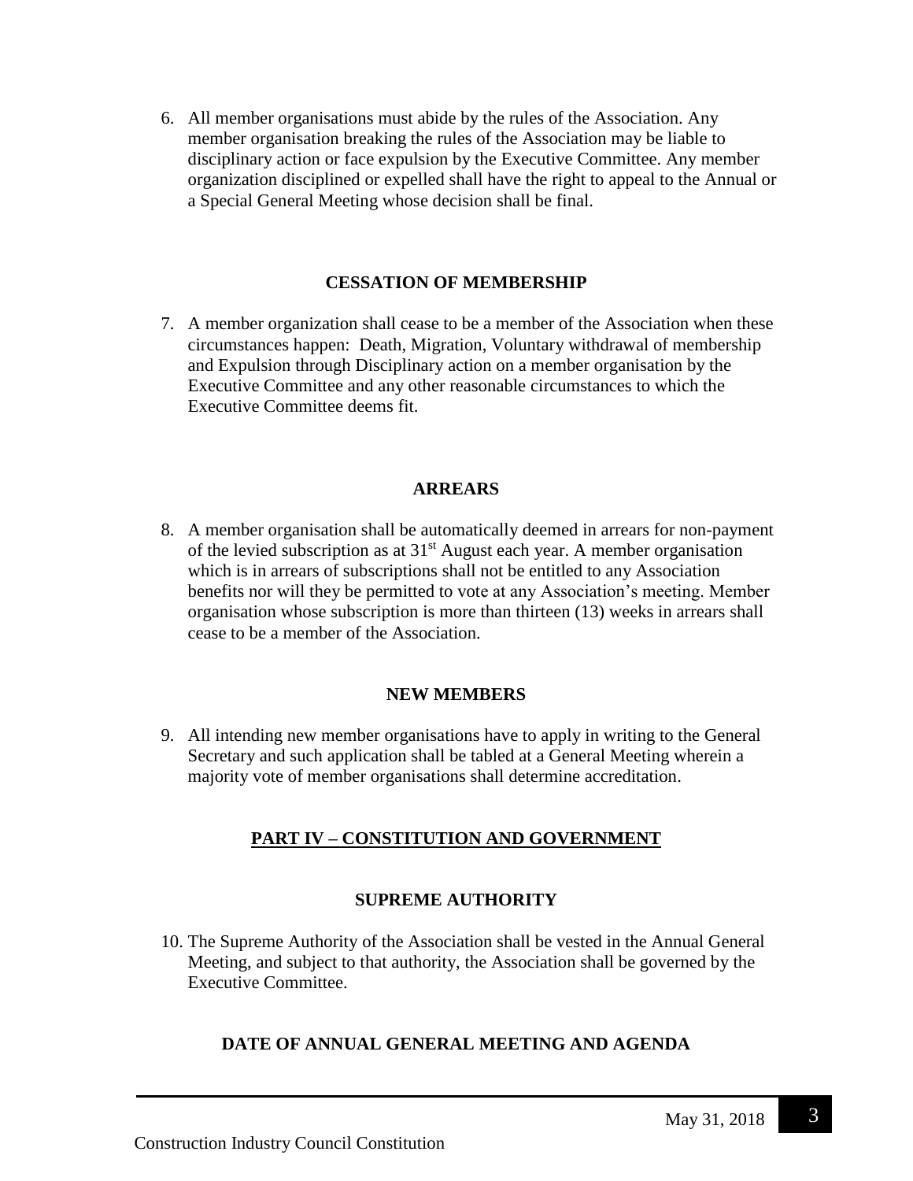6. All member organisations must abide by the rules of the Association. Any member organisation breaking the rules of the Association may be liable to disciplinary action or face expulsion by the Executive Committee. Any member organization disciplined or expelled shall have the right to appeal to the Annual or a Special General Meeting whose decision shall be final.

### CESSATION OF MEMBERSHIP

7. A member organization shall cease to be a member of the Association when these circumstances happen: Death, Migration, Voluntary withdrawal of membership and Expulsion through Disciplinary action on a member organisation by the Executive Committee and any other reasonable circumstances to which the Executive Committee deems fit.

### ARREARS

8. A member organisation shall be automatically deemed in arrears for non-payment of the levied subscription as at 31st August each year. A member organisation which is in arrears of subscriptions shall not be entitled to any Association benefits nor will they be permitted to vote at any Association's meeting. Member organisation whose subscription is more than thirteen (13) weeks in arrears shall cease to be a member of the Association.

### NEW MEMBERS

9. All intending new member organisations have to apply in writing to the General Secretary and such application shall be tabled at a General Meeting wherein a majority vote of member organisations shall determine accreditation.

## PART IV – CONSTITUTION AND GOVERNMENT

### SUPREME AUTHORITY

10. The Supreme Authority of the Association shall be vested in the Annual General Meeting, and subject to that authority, the Association shall be governed by the Executive Committee.

### DATE OF ANNUAL GENERAL MEETING AND AGENDA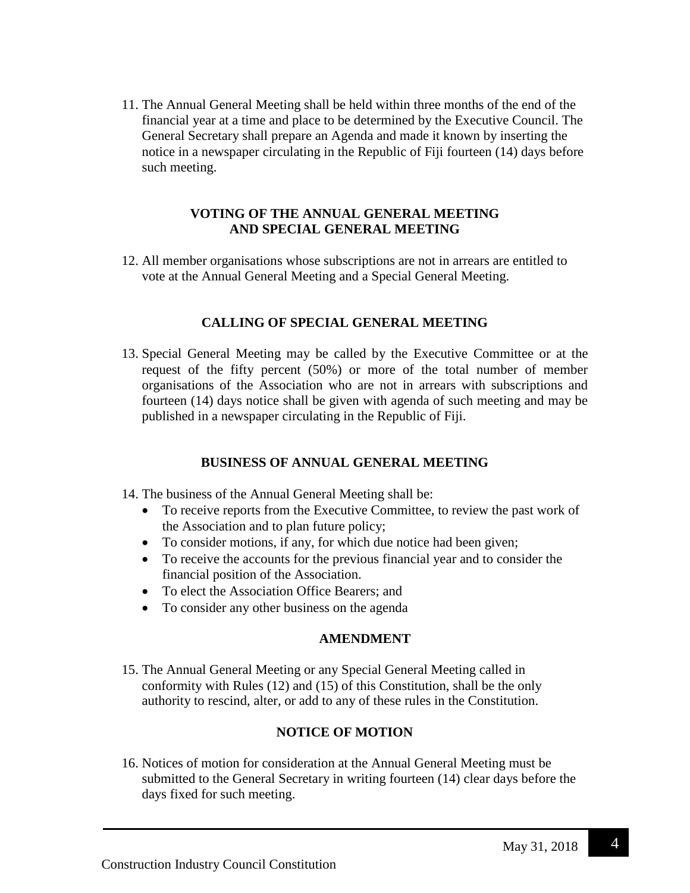11. The Annual General Meeting shall be held within three months of the end of the financial year at a time and place to be determined by the Executive Council. The General Secretary shall prepare an Agenda and made it known by inserting the notice in a newspaper circulating in the Republic of Fiji fourteen (14) days before such meeting.

**VOTING OF THE ANNUAL GENERAL MEETING AND SPECIAL GENERAL MEETING**

12. All member organisations whose subscriptions are not in arrears are entitled to vote at the Annual General Meeting and a Special General Meeting.

**CALLING OF SPECIAL GENERAL MEETING**

13. Special General Meeting may be called by the Executive Committee or at the request of the fifty percent (50%) or more of the total number of member organisations of the Association who are not in arrears with subscriptions and fourteen (14) days notice shall be given with agenda of such meeting and may be published in a newspaper circulating in the Republic of Fiji.

**BUSINESS OF ANNUAL GENERAL MEETING**

14. The business of the Annual General Meeting shall be:
    - To receive reports from the Executive Committee, to review the past work of the Association and to plan future policy;
    - To consider motions, if any, for which due notice had been given;
    - To receive the accounts for the previous financial year and to consider the financial position of the Association.
    - To elect the Association Office Bearers; and
    - To consider any other business on the agenda

**AMENDMENT**

15. The Annual General Meeting or any Special General Meeting called in conformity with Rules (12) and (15) of this Constitution, shall be the only authority to rescind, alter, or add to any of these rules in the Constitution.

**NOTICE OF MOTION**

16. Notices of motion for consideration at the Annual General Meeting must be submitted to the General Secretary in writing fourteen (14) clear days before the days fixed for such meeting.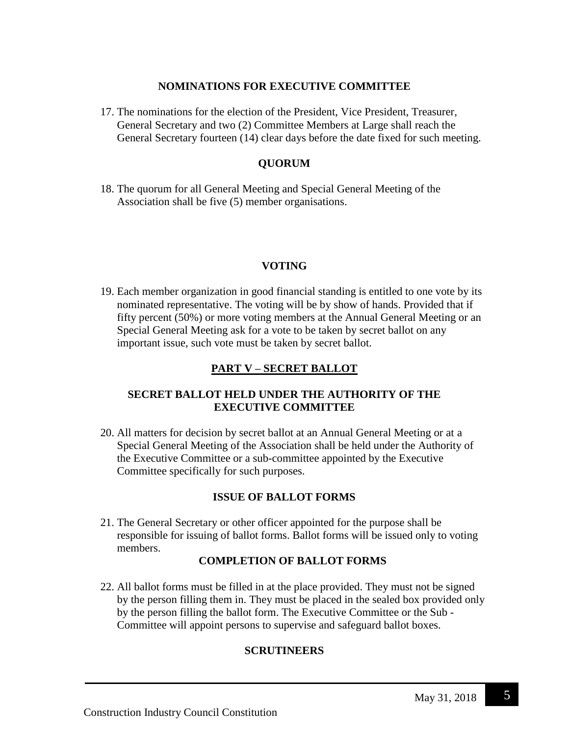### NOMINATIONS FOR EXECUTIVE COMMITTEE

17. The nominations for the election of the President, Vice President, Treasurer, General Secretary and two (2) Committee Members at Large shall reach the General Secretary fourteen (14) clear days before the date fixed for such meeting.

### QUORUM

18. The quorum for all General Meeting and Special General Meeting of the Association shall be five (5) member organisations.

### VOTING

19. Each member organization in good financial standing is entitled to one vote by its nominated representative. The voting will be by show of hands. Provided that if fifty percent (50%) or more voting members at the Annual General Meeting or an Special General Meeting ask for a vote to be taken by secret ballot on any important issue, such vote must be taken by secret ballot.

## PART V – SECRET BALLOT

### SECRET BALLOT HELD UNDER THE AUTHORITY OF THE EXECUTIVE COMMITTEE

20. All matters for decision by secret ballot at an Annual General Meeting or at a Special General Meeting of the Association shall be held under the Authority of the Executive Committee or a sub-committee appointed by the Executive Committee specifically for such purposes.

### ISSUE OF BALLOT FORMS

21. The General Secretary or other officer appointed for the purpose shall be responsible for issuing of ballot forms. Ballot forms will be issued only to voting members.

### COMPLETION OF BALLOT FORMS

22. All ballot forms must be filled in at the place provided. They must not be signed by the person filling them in. They must be placed in the sealed box provided only by the person filling the ballot form. The Executive Committee or the Sub - Committee will appoint persons to supervise and safeguard ballot boxes.

### SCRUTINEERS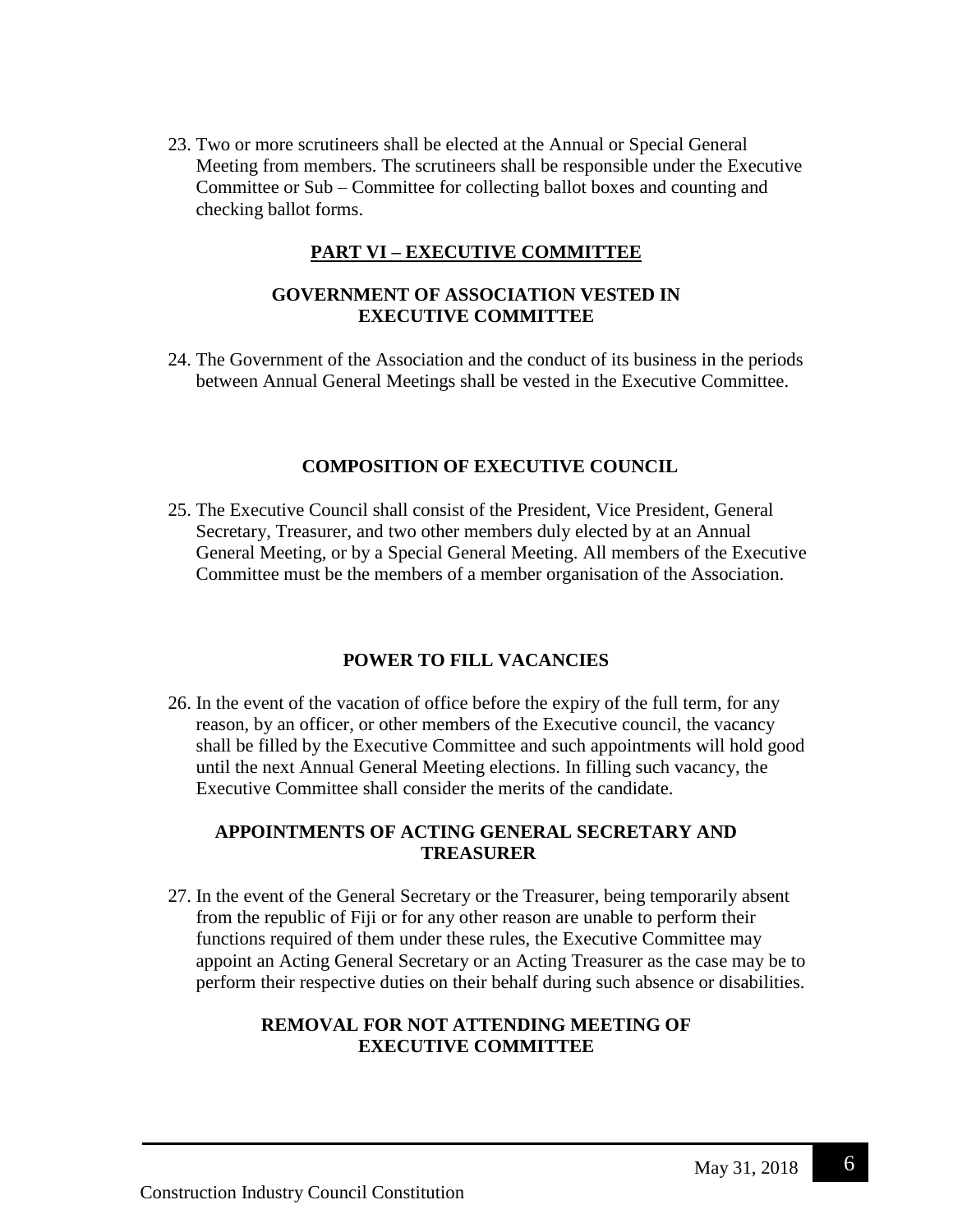23. Two or more scrutineers shall be elected at the Annual or Special General Meeting from members. The scrutineers shall be responsible under the Executive Committee or Sub – Committee for collecting ballot boxes and counting and checking ballot forms.

## PART VI – EXECUTIVE COMMITTEE

### GOVERNMENT OF ASSOCIATION VESTED IN EXECUTIVE COMMITTEE

24. The Government of the Association and the conduct of its business in the periods between Annual General Meetings shall be vested in the Executive Committee.

### COMPOSITION OF EXECUTIVE COUNCIL

25. The Executive Council shall consist of the President, Vice President, General Secretary, Treasurer, and two other members duly elected by at an Annual General Meeting, or by a Special General Meeting. All members of the Executive Committee must be the members of a member organisation of the Association.

### POWER TO FILL VACANCIES

26. In the event of the vacation of office before the expiry of the full term, for any reason, by an officer, or other members of the Executive council, the vacancy shall be filled by the Executive Committee and such appointments will hold good until the next Annual General Meeting elections. In filling such vacancy, the Executive Committee shall consider the merits of the candidate.

### APPOINTMENTS OF ACTING GENERAL SECRETARY AND TREASURER

27. In the event of the General Secretary or the Treasurer, being temporarily absent from the republic of Fiji or for any other reason are unable to perform their functions required of them under these rules, the Executive Committee may appoint an Acting General Secretary or an Acting Treasurer as the case may be to perform their respective duties on their behalf during such absence or disabilities.

### REMOVAL FOR NOT ATTENDING MEETING OF EXECUTIVE COMMITTEE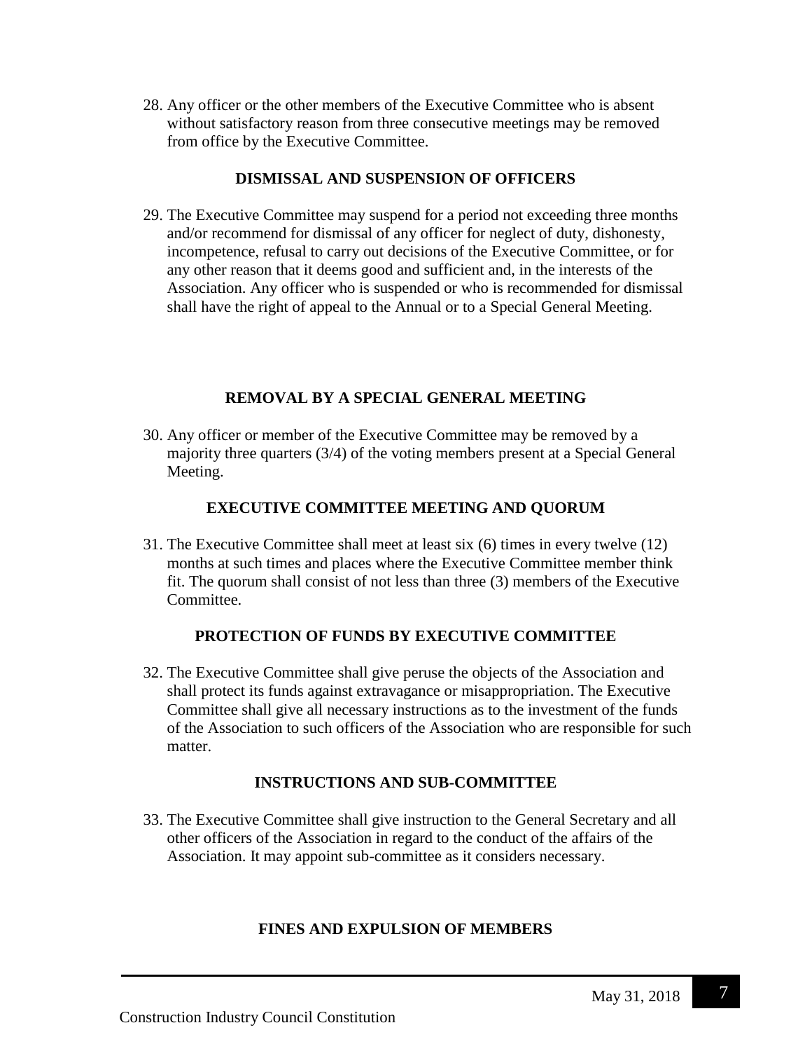28. Any officer or the other members of the Executive Committee who is absent without satisfactory reason from three consecutive meetings may be removed from office by the Executive Committee.

### DISMISSAL AND SUSPENSION OF OFFICERS

29. The Executive Committee may suspend for a period not exceeding three months and/or recommend for dismissal of any officer for neglect of duty, dishonesty, incompetence, refusal to carry out decisions of the Executive Committee, or for any other reason that it deems good and sufficient and, in the interests of the Association. Any officer who is suspended or who is recommended for dismissal shall have the right of appeal to the Annual or to a Special General Meeting.

### REMOVAL BY A SPECIAL GENERAL MEETING

30. Any officer or member of the Executive Committee may be removed by a majority three quarters (3/4) of the voting members present at a Special General Meeting.

### EXECUTIVE COMMITTEE MEETING AND QUORUM

31. The Executive Committee shall meet at least six (6) times in every twelve (12) months at such times and places where the Executive Committee member think fit. The quorum shall consist of not less than three (3) members of the Executive Committee.

### PROTECTION OF FUNDS BY EXECUTIVE COMMITTEE

32. The Executive Committee shall give peruse the objects of the Association and shall protect its funds against extravagance or misappropriation. The Executive Committee shall give all necessary instructions as to the investment of the funds of the Association to such officers of the Association who are responsible for such matter.

### INSTRUCTIONS AND SUB-COMMITTEE

33. The Executive Committee shall give instruction to the General Secretary and all other officers of the Association in regard to the conduct of the affairs of the Association. It may appoint sub-committee as it considers necessary.

### FINES AND EXPULSION OF MEMBERS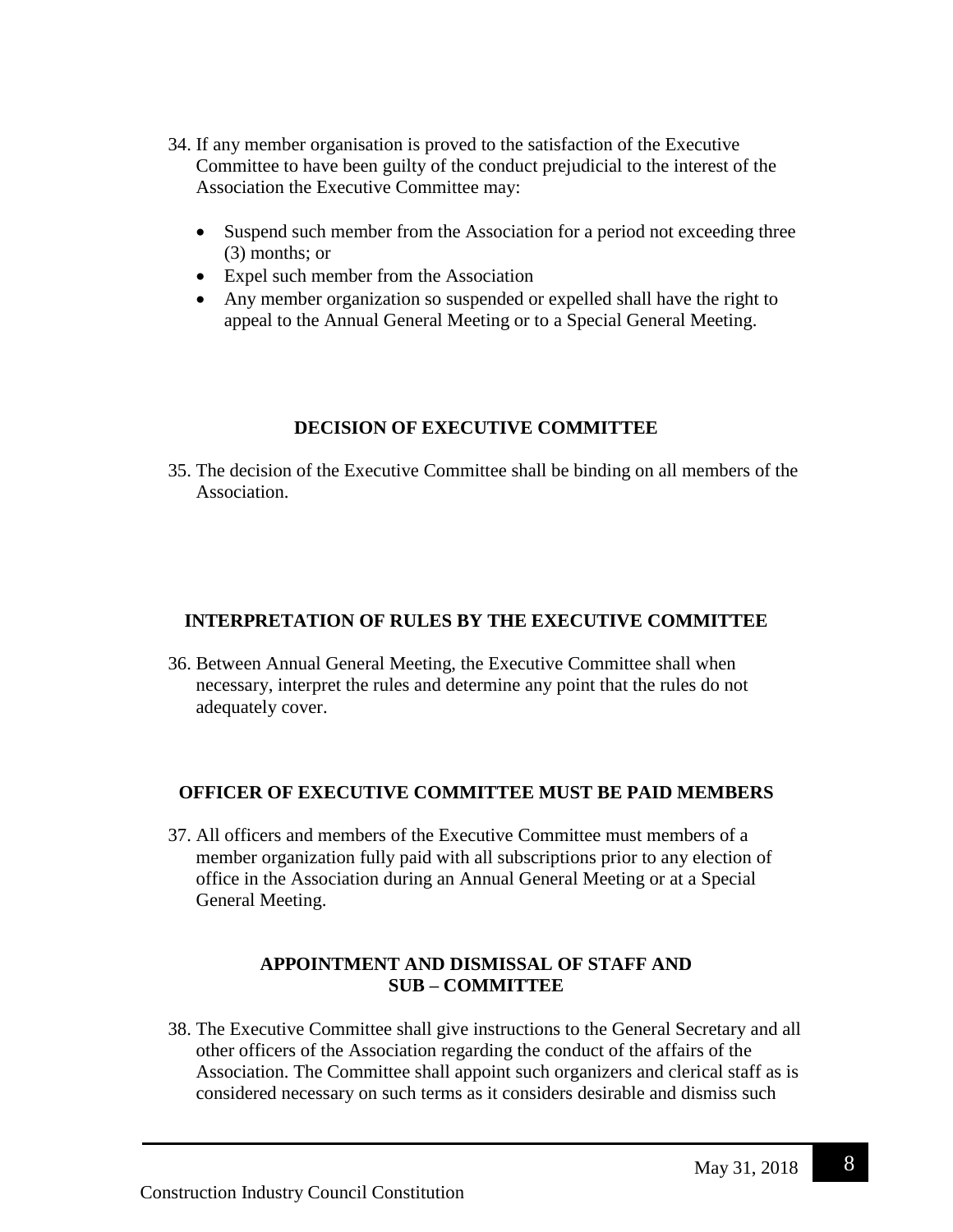34. If any member organisation is proved to the satisfaction of the Executive Committee to have been guilty of the conduct prejudicial to the interest of the Association the Executive Committee may:

    - Suspend such member from the Association for a period not exceeding three (3) months; or
    - Expel such member from the Association
    - Any member organization so suspended or expelled shall have the right to appeal to the Annual General Meeting or to a Special General Meeting.

**DECISION OF EXECUTIVE COMMITTEE**

35. The decision of the Executive Committee shall be binding on all members of the Association.

**INTERPRETATION OF RULES BY THE EXECUTIVE COMMITTEE**

36. Between Annual General Meeting, the Executive Committee shall when necessary, interpret the rules and determine any point that the rules do not adequately cover.

**OFFICER OF EXECUTIVE COMMITTEE MUST BE PAID MEMBERS**

37. All officers and members of the Executive Committee must members of a member organization fully paid with all subscriptions prior to any election of office in the Association during an Annual General Meeting or at a Special General Meeting.

**APPOINTMENT AND DISMISSAL OF STAFF AND SUB – COMMITTEE**

38. The Executive Committee shall give instructions to the General Secretary and all other officers of the Association regarding the conduct of the affairs of the Association. The Committee shall appoint such organizers and clerical staff as is considered necessary on such terms as it considers desirable and dismiss such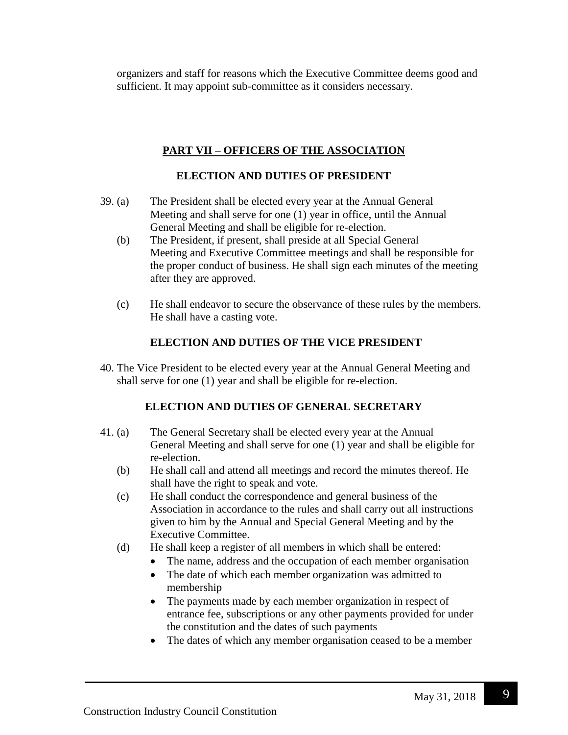organizers and staff for reasons which the Executive Committee deems good and sufficient. It may appoint sub-committee as it considers necessary.

## PART VII – OFFICERS OF THE ASSOCIATION

### ELECTION AND DUTIES OF PRESIDENT

39. (a) The President shall be elected every year at the Annual General Meeting and shall serve for one (1) year in office, until the Annual General Meeting and shall be eligible for re-election.

    (b) The President, if present, shall preside at all Special General Meeting and Executive Committee meetings and shall be responsible for the proper conduct of business. He shall sign each minutes of the meeting after they are approved.

    (c) He shall endeavor to secure the observance of these rules by the members. He shall have a casting vote.

### ELECTION AND DUTIES OF THE VICE PRESIDENT

40. The Vice President to be elected every year at the Annual General Meeting and shall serve for one (1) year and shall be eligible for re-election.

### ELECTION AND DUTIES OF GENERAL SECRETARY

41. (a) The General Secretary shall be elected every year at the Annual General Meeting and shall serve for one (1) year and shall be eligible for re-election.

    (b) He shall call and attend all meetings and record the minutes thereof. He shall have the right to speak and vote.

    (c) He shall conduct the correspondence and general business of the Association in accordance to the rules and shall carry out all instructions given to him by the Annual and Special General Meeting and by the Executive Committee.

    (d) He shall keep a register of all members in which shall be entered:
    - The name, address and the occupation of each member organisation
    - The date of which each member organization was admitted to membership
    - The payments made by each member organization in respect of entrance fee, subscriptions or any other payments provided for under the constitution and the dates of such payments
    - The dates of which any member organisation ceased to be a member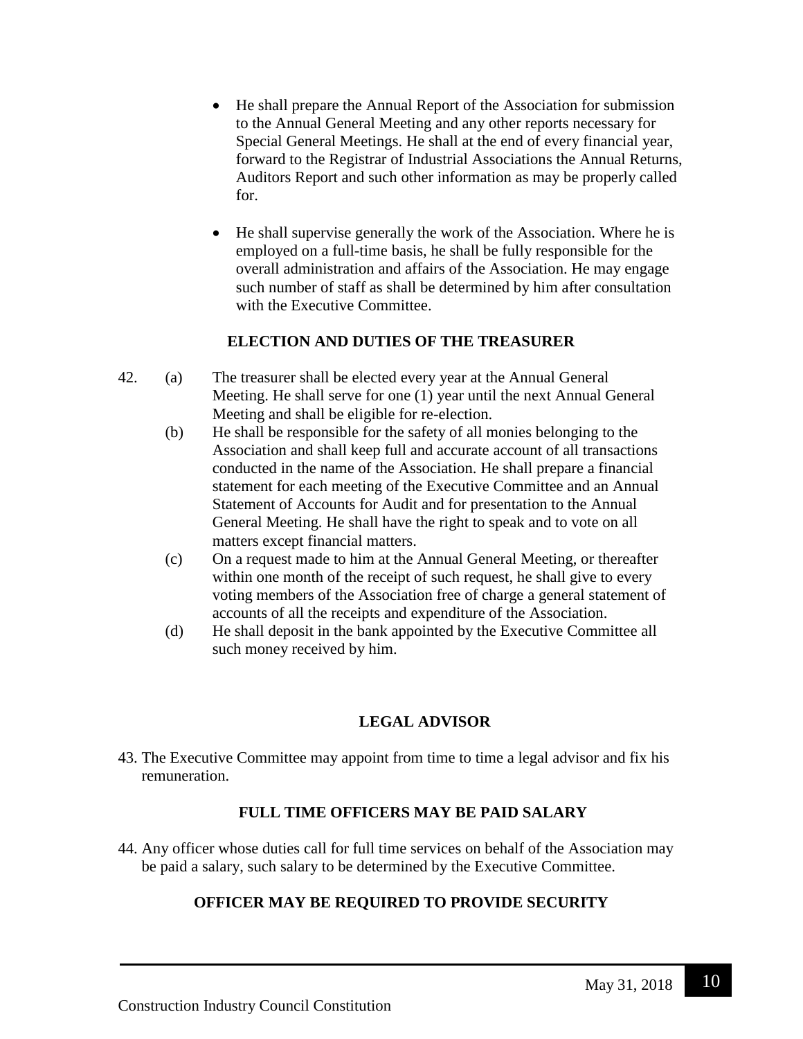- He shall prepare the Annual Report of the Association for submission to the Annual General Meeting and any other reports necessary for Special General Meetings. He shall at the end of every financial year, forward to the Registrar of Industrial Associations the Annual Returns, Auditors Report and such other information as may be properly called for.

- He shall supervise generally the work of the Association. Where he is employed on a full-time basis, he shall be fully responsible for the overall administration and affairs of the Association. He may engage such number of staff as shall be determined by him after consultation with the Executive Committee.

## ELECTION AND DUTIES OF THE TREASURER

42. (a) The treasurer shall be elected every year at the Annual General Meeting. He shall serve for one (1) year until the next Annual General Meeting and shall be eligible for re-election.

    (b) He shall be responsible for the safety of all monies belonging to the Association and shall keep full and accurate account of all transactions conducted in the name of the Association. He shall prepare a financial statement for each meeting of the Executive Committee and an Annual Statement of Accounts for Audit and for presentation to the Annual General Meeting. He shall have the right to speak and to vote on all matters except financial matters.

    (c) On a request made to him at the Annual General Meeting, or thereafter within one month of the receipt of such request, he shall give to every voting members of the Association free of charge a general statement of accounts of all the receipts and expenditure of the Association.

    (d) He shall deposit in the bank appointed by the Executive Committee all such money received by him.

## LEGAL ADVISOR

43. The Executive Committee may appoint from time to time a legal advisor and fix his remuneration.

## FULL TIME OFFICERS MAY BE PAID SALARY

44. Any officer whose duties call for full time services on behalf of the Association may be paid a salary, such salary to be determined by the Executive Committee.

## OFFICER MAY BE REQUIRED TO PROVIDE SECURITY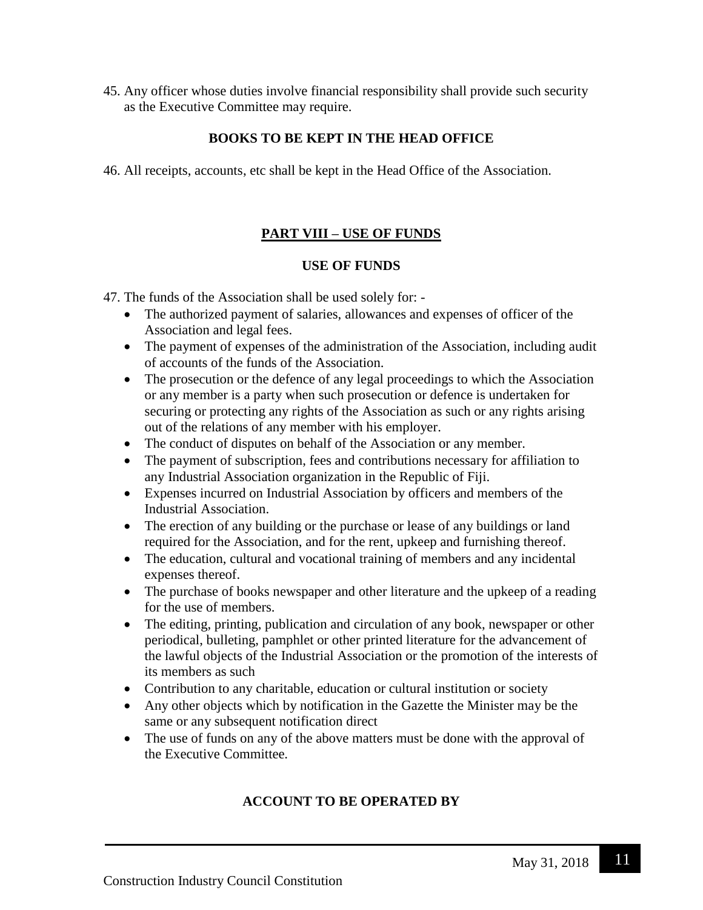45. Any officer whose duties involve financial responsibility shall provide such security as the Executive Committee may require.

**BOOKS TO BE KEPT IN THE HEAD OFFICE**

46. All receipts, accounts, etc shall be kept in the Head Office of the Association.

## PART VIII – USE OF FUNDS

**USE OF FUNDS**

47. The funds of the Association shall be used solely for: -
    - The authorized payment of salaries, allowances and expenses of officer of the Association and legal fees.
    - The payment of expenses of the administration of the Association, including audit of accounts of the funds of the Association.
    - The prosecution or the defence of any legal proceedings to which the Association or any member is a party when such prosecution or defence is undertaken for securing or protecting any rights of the Association as such or any rights arising out of the relations of any member with his employer.
    - The conduct of disputes on behalf of the Association or any member.
    - The payment of subscription, fees and contributions necessary for affiliation to any Industrial Association organization in the Republic of Fiji.
    - Expenses incurred on Industrial Association by officers and members of the Industrial Association.
    - The erection of any building or the purchase or lease of any buildings or land required for the Association, and for the rent, upkeep and furnishing thereof.
    - The education, cultural and vocational training of members and any incidental expenses thereof.
    - The purchase of books newspaper and other literature and the upkeep of a reading for the use of members.
    - The editing, printing, publication and circulation of any book, newspaper or other periodical, bulleting, pamphlet or other printed literature for the advancement of the lawful objects of the Industrial Association or the promotion of the interests of its members as such
    - Contribution to any charitable, education or cultural institution or society
    - Any other objects which by notification in the Gazette the Minister may be the same or any subsequent notification direct
    - The use of funds on any of the above matters must be done with the approval of the Executive Committee.

**ACCOUNT TO BE OPERATED BY**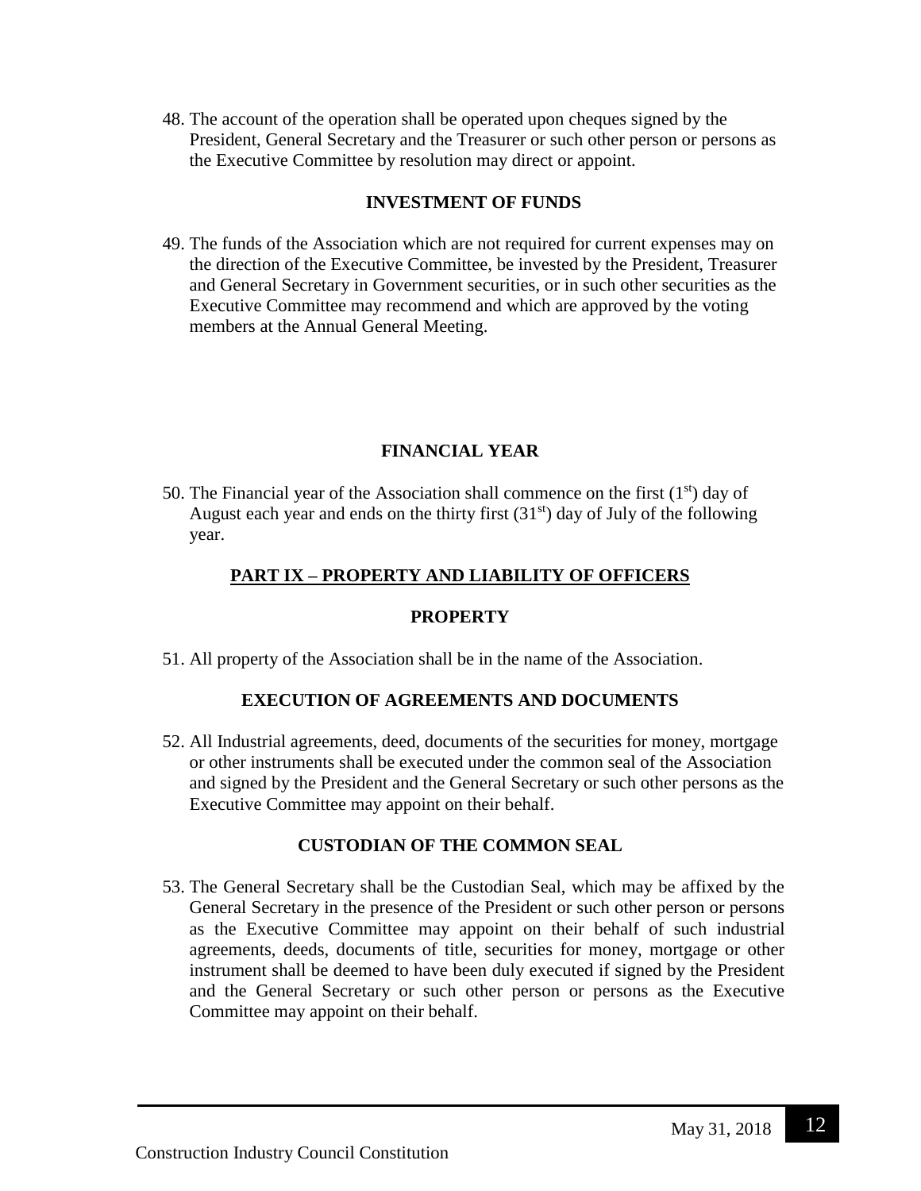48. The account of the operation shall be operated upon cheques signed by the President, General Secretary and the Treasurer or such other person or persons as the Executive Committee by resolution may direct or appoint.

#### INVESTMENT OF FUNDS

49. The funds of the Association which are not required for current expenses may on the direction of the Executive Committee, be invested by the President, Treasurer and General Secretary in Government securities, or in such other securities as the Executive Committee may recommend and which are approved by the voting members at the Annual General Meeting.

#### FINANCIAL YEAR

50. The Financial year of the Association shall commence on the first (1st) day of August each year and ends on the thirty first (31st) day of July of the following year.

## PART IX – PROPERTY AND LIABILITY OF OFFICERS

#### PROPERTY

51. All property of the Association shall be in the name of the Association.

#### EXECUTION OF AGREEMENTS AND DOCUMENTS

52. All Industrial agreements, deed, documents of the securities for money, mortgage or other instruments shall be executed under the common seal of the Association and signed by the President and the General Secretary or such other persons as the Executive Committee may appoint on their behalf.

#### CUSTODIAN OF THE COMMON SEAL

53. The General Secretary shall be the Custodian Seal, which may be affixed by the General Secretary in the presence of the President or such other person or persons as the Executive Committee may appoint on their behalf of such industrial agreements, deeds, documents of title, securities for money, mortgage or other instrument shall be deemed to have been duly executed if signed by the President and the General Secretary or such other person or persons as the Executive Committee may appoint on their behalf.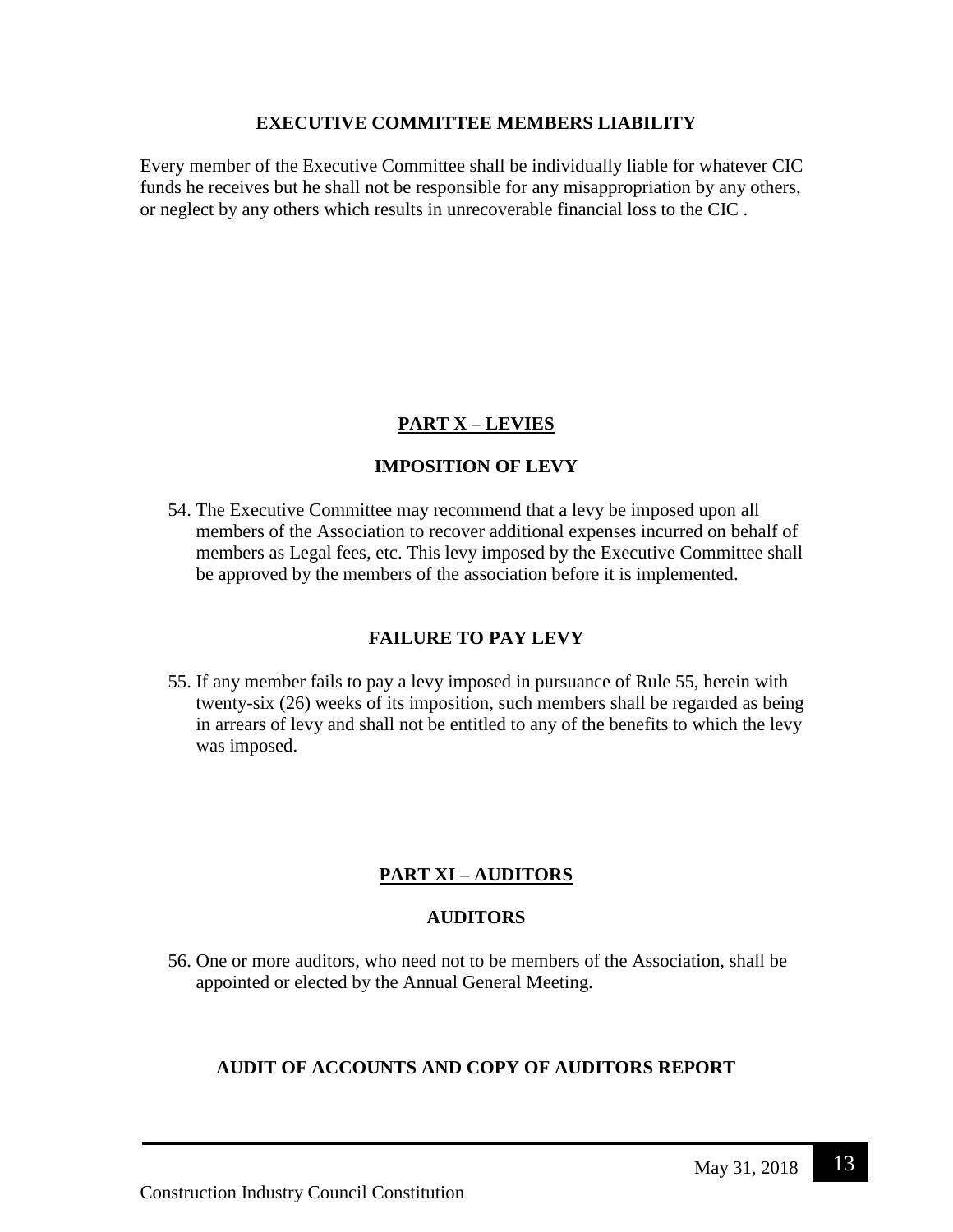### EXECUTIVE COMMITTEE MEMBERS LIABILITY

Every member of the Executive Committee shall be individually liable for whatever CIC funds he receives but he shall not be responsible for any misappropriation by any others, or neglect by any others which results in unrecoverable financial loss to the CIC .

## PART X – LEVIES

### IMPOSITION OF LEVY

54. The Executive Committee may recommend that a levy be imposed upon all members of the Association to recover additional expenses incurred on behalf of members as Legal fees, etc. This levy imposed by the Executive Committee shall be approved by the members of the association before it is implemented.

### FAILURE TO PAY LEVY

55. If any member fails to pay a levy imposed in pursuance of Rule 55, herein with twenty-six (26) weeks of its imposition, such members shall be regarded as being in arrears of levy and shall not be entitled to any of the benefits to which the levy was imposed.

## PART XI – AUDITORS

### AUDITORS

56. One or more auditors, who need not to be members of the Association, shall be appointed or elected by the Annual General Meeting.

### AUDIT OF ACCOUNTS AND COPY OF AUDITORS REPORT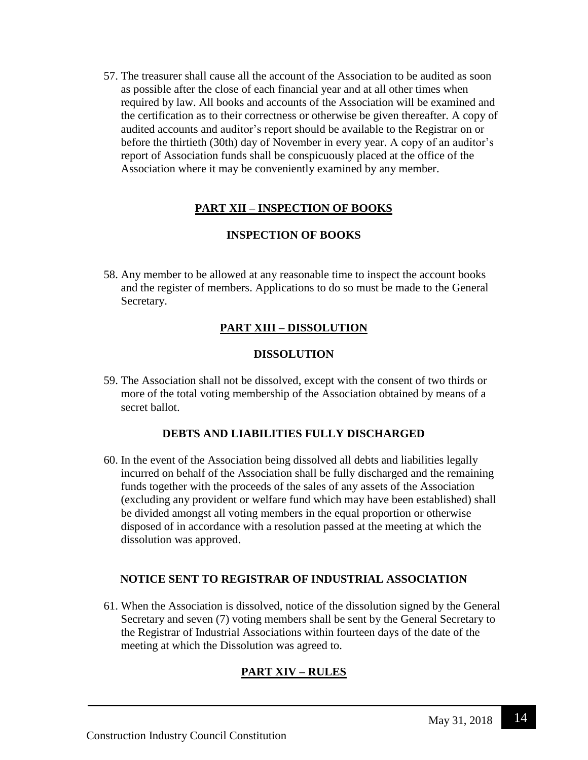57. The treasurer shall cause all the account of the Association to be audited as soon as possible after the close of each financial year and at all other times when required by law. All books and accounts of the Association will be examined and the certification as to their correctness or otherwise be given thereafter. A copy of audited accounts and auditor's report should be available to the Registrar on or before the thirtieth (30th) day of November in every year. A copy of an auditor's report of Association funds shall be conspicuously placed at the office of the Association where it may be conveniently examined by any member.

## PART XII – INSPECTION OF BOOKS

### INSPECTION OF BOOKS

58. Any member to be allowed at any reasonable time to inspect the account books and the register of members. Applications to do so must be made to the General Secretary.

## PART XIII – DISSOLUTION

### DISSOLUTION

59. The Association shall not be dissolved, except with the consent of two thirds or more of the total voting membership of the Association obtained by means of a secret ballot.

### DEBTS AND LIABILITIES FULLY DISCHARGED

60. In the event of the Association being dissolved all debts and liabilities legally incurred on behalf of the Association shall be fully discharged and the remaining funds together with the proceeds of the sales of any assets of the Association (excluding any provident or welfare fund which may have been established) shall be divided amongst all voting members in the equal proportion or otherwise disposed of in accordance with a resolution passed at the meeting at which the dissolution was approved.

### NOTICE SENT TO REGISTRAR OF INDUSTRIAL ASSOCIATION

61. When the Association is dissolved, notice of the dissolution signed by the General Secretary and seven (7) voting members shall be sent by the General Secretary to the Registrar of Industrial Associations within fourteen days of the date of the meeting at which the Dissolution was agreed to.

## PART XIV – RULES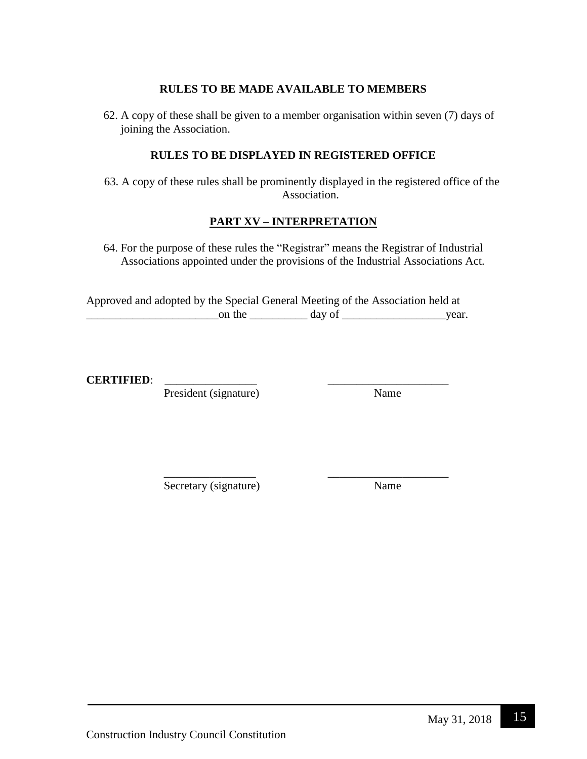### RULES TO BE MADE AVAILABLE TO MEMBERS

62. A copy of these shall be given to a member organisation within seven (7) days of joining the Association.

### RULES TO BE DISPLAYED IN REGISTERED OFFICE

63. A copy of these rules shall be prominently displayed in the registered office of the Association.

## PART XV – INTERPRETATION

64. For the purpose of these rules the "Registrar" means the Registrar of Industrial Associations appointed under the provisions of the Industrial Associations Act.

Approved and adopted by the Special General Meeting of the Association held at _______________________on the __________ day of __________________year.

**CERTIFIED**: ________________ _____________________

President (signature) Name

________________ _____________________

Secretary (signature) Name